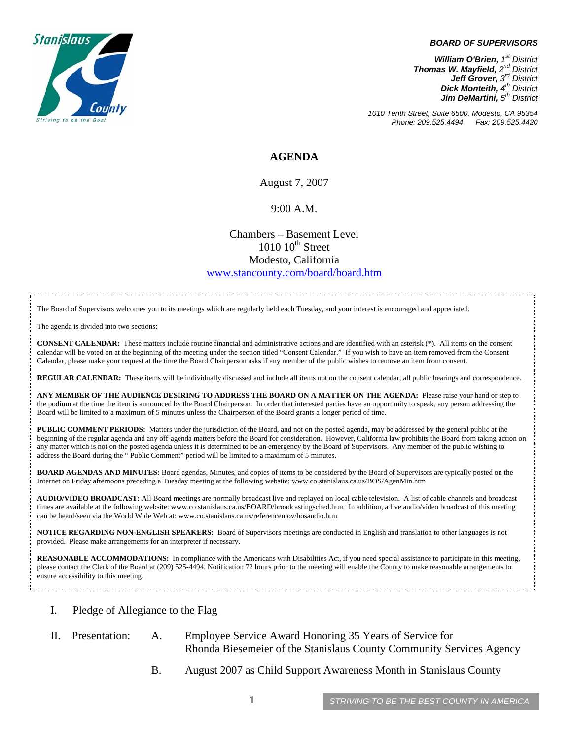Stanislaus County
Striving to be the Best

***BOARD OF SUPERVISORS***

***William O'Brien**, 1st District*
***Thomas W. Mayfield**, 2nd District*
***Jeff Grover**, 3rd District*
***Dick Monteith**, 4th District*
***Jim DeMartini**, 5th District*

*1010 Tenth Street, Suite 6500, Modesto, CA 95354*
*Phone: 209.525.4494 Fax: 209.525.4420*

# AGENDA

August 7, 2007

9:00 A.M.

Chambers – Basement Level
1010 10th Street
Modesto, California
www.stancounty.com/board/board.htm

The Board of Supervisors welcomes you to its meetings which are regularly held each Tuesday, and your interest is encouraged and appreciated.

The agenda is divided into two sections:

**CONSENT CALENDAR:** These matters include routine financial and administrative actions and are identified with an asterisk (*). All items on the consent calendar will be voted on at the beginning of the meeting under the section titled "Consent Calendar." If you wish to have an item removed from the Consent Calendar, please make your request at the time the Board Chairperson asks if any member of the public wishes to remove an item from consent.

**REGULAR CALENDAR:** These items will be individually discussed and include all items not on the consent calendar, all public hearings and correspondence.

**ANY MEMBER OF THE AUDIENCE DESIRING TO ADDRESS THE BOARD ON A MATTER ON THE AGENDA:** Please raise your hand or step to the podium at the time the item is announced by the Board Chairperson. In order that interested parties have an opportunity to speak, any person addressing the Board will be limited to a maximum of 5 minutes unless the Chairperson of the Board grants a longer period of time.

**PUBLIC COMMENT PERIODS:** Matters under the jurisdiction of the Board, and not on the posted agenda, may be addressed by the general public at the beginning of the regular agenda and any off-agenda matters before the Board for consideration. However, California law prohibits the Board from taking action on any matter which is not on the posted agenda unless it is determined to be an emergency by the Board of Supervisors. Any member of the public wishing to address the Board during the " Public Comment" period will be limited to a maximum of 5 minutes.

**BOARD AGENDAS AND MINUTES:** Board agendas, Minutes, and copies of items to be considered by the Board of Supervisors are typically posted on the Internet on Friday afternoons preceding a Tuesday meeting at the following website: www.co.stanislaus.ca.us/BOS/AgenMin.htm

**AUDIO/VIDEO BROADCAST:** All Board meetings are normally broadcast live and replayed on local cable television. A list of cable channels and broadcast times are available at the following website: www.co.stanislaus.ca.us/BOARD/broadcastingsched.htm. In addition, a live audio/video broadcast of this meeting can be heard/seen via the World Wide Web at: www.co.stanislaus.ca.us/referencemov/bosaudio.htm.

**NOTICE REGARDING NON-ENGLISH SPEAKERS:** Board of Supervisors meetings are conducted in English and translation to other languages is not provided. Please make arrangements for an interpreter if necessary.

**REASONABLE ACCOMMODATIONS:** In compliance with the Americans with Disabilities Act, if you need special assistance to participate in this meeting, please contact the Clerk of the Board at (209) 525-4494. Notification 72 hours prior to the meeting will enable the County to make reasonable arrangements to ensure accessibility to this meeting.

I. Pledge of Allegiance to the Flag

II. Presentation:

A. Employee Service Award Honoring 35 Years of Service for Rhonda Biesemeier of the Stanislaus County Community Services Agency

B. August 2007 as Child Support Awareness Month in Stanislaus County

STRIVING TO BE THE BEST COUNTY IN AMERICA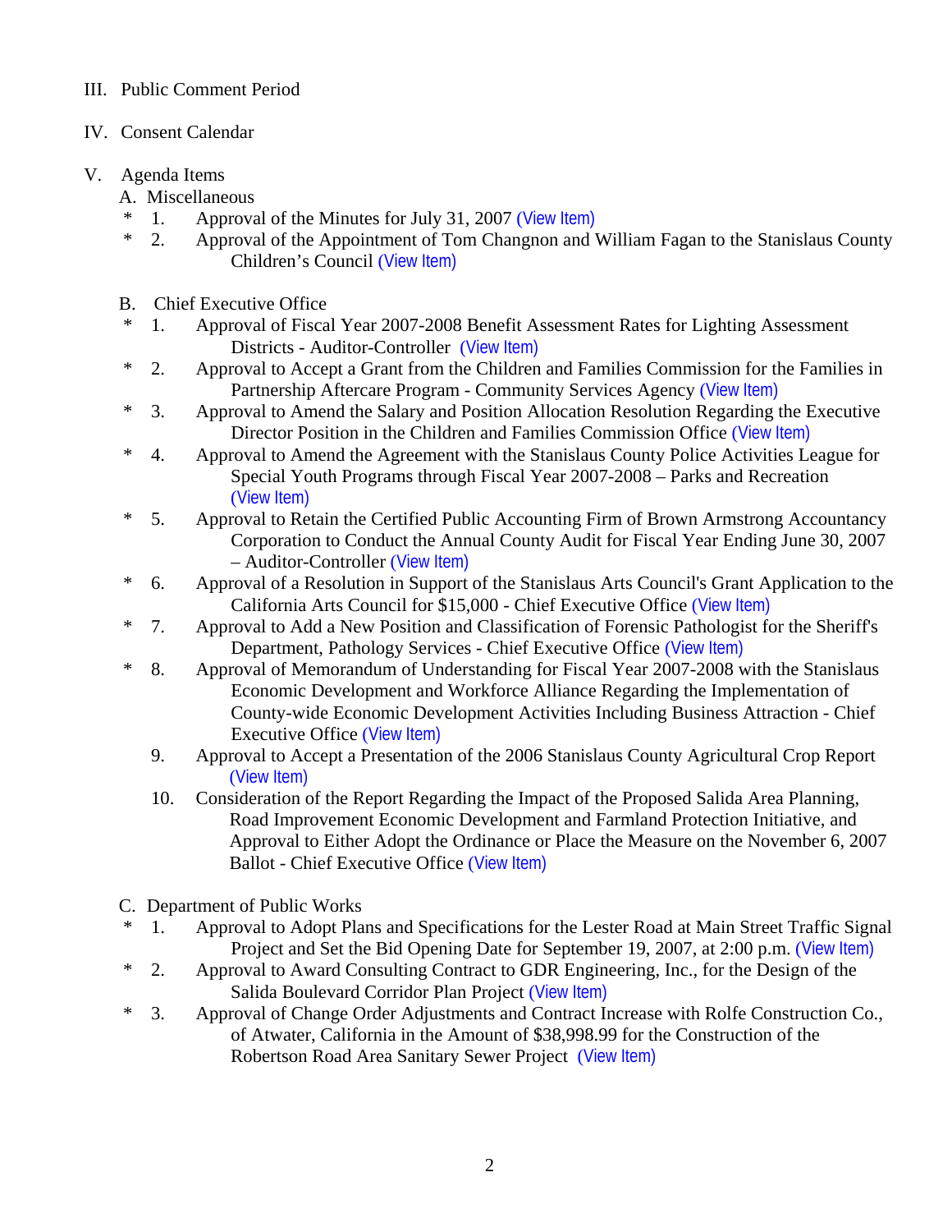III. Public Comment Period

IV. Consent Calendar

V. Agenda Items

A. Miscellaneous

\* 1. Approval of the Minutes for July 31, 2007 (View Item)

\* 2. Approval of the Appointment of Tom Changnon and William Fagan to the Stanislaus County Children's Council (View Item)

B. Chief Executive Office

\* 1. Approval of Fiscal Year 2007-2008 Benefit Assessment Rates for Lighting Assessment Districts - Auditor-Controller (View Item)

\* 2. Approval to Accept a Grant from the Children and Families Commission for the Families in Partnership Aftercare Program - Community Services Agency (View Item)

\* 3. Approval to Amend the Salary and Position Allocation Resolution Regarding the Executive Director Position in the Children and Families Commission Office (View Item)

\* 4. Approval to Amend the Agreement with the Stanislaus County Police Activities League for Special Youth Programs through Fiscal Year 2007-2008 – Parks and Recreation (View Item)

\* 5. Approval to Retain the Certified Public Accounting Firm of Brown Armstrong Accountancy Corporation to Conduct the Annual County Audit for Fiscal Year Ending June 30, 2007 – Auditor-Controller (View Item)

\* 6. Approval of a Resolution in Support of the Stanislaus Arts Council's Grant Application to the California Arts Council for $15,000 - Chief Executive Office (View Item)

\* 7. Approval to Add a New Position and Classification of Forensic Pathologist for the Sheriff's Department, Pathology Services - Chief Executive Office (View Item)

\* 8. Approval of Memorandum of Understanding for Fiscal Year 2007-2008 with the Stanislaus Economic Development and Workforce Alliance Regarding the Implementation of County-wide Economic Development Activities Including Business Attraction - Chief Executive Office (View Item)

9. Approval to Accept a Presentation of the 2006 Stanislaus County Agricultural Crop Report (View Item)

10. Consideration of the Report Regarding the Impact of the Proposed Salida Area Planning, Road Improvement Economic Development and Farmland Protection Initiative, and Approval to Either Adopt the Ordinance or Place the Measure on the November 6, 2007 Ballot - Chief Executive Office (View Item)

C. Department of Public Works

\* 1. Approval to Adopt Plans and Specifications for the Lester Road at Main Street Traffic Signal Project and Set the Bid Opening Date for September 19, 2007, at 2:00 p.m. (View Item)

\* 2. Approval to Award Consulting Contract to GDR Engineering, Inc., for the Design of the Salida Boulevard Corridor Plan Project (View Item)

\* 3. Approval of Change Order Adjustments and Contract Increase with Rolfe Construction Co., of Atwater, California in the Amount of $38,998.99 for the Construction of the Robertson Road Area Sanitary Sewer Project (View Item)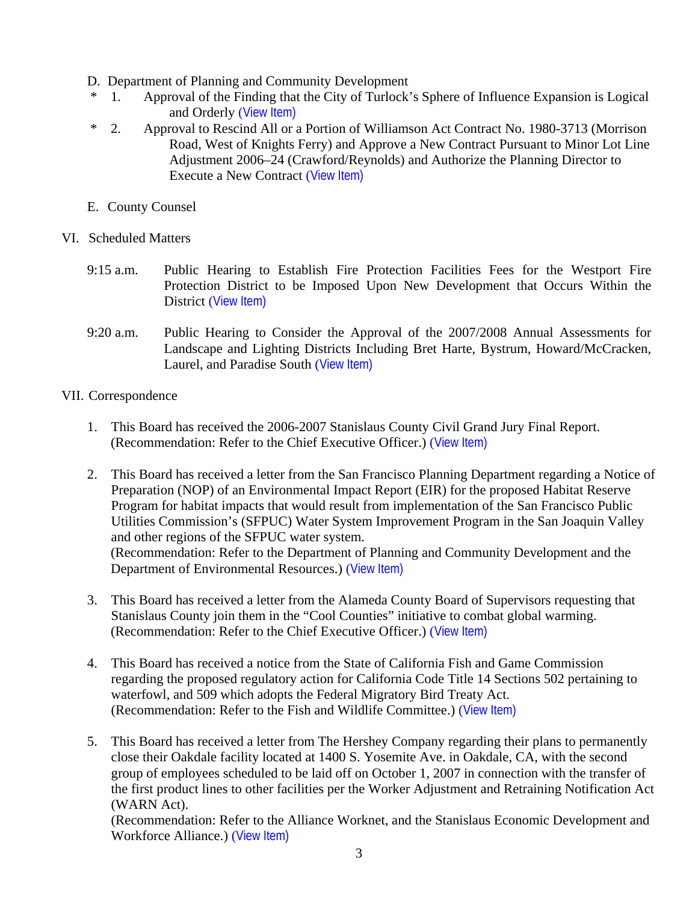D. Department of Planning and Community Development

\* 1. Approval of the Finding that the City of Turlock's Sphere of Influence Expansion is Logical and Orderly (View Item)

\* 2. Approval to Rescind All or a Portion of Williamson Act Contract No. 1980-3713 (Morrison Road, West of Knights Ferry) and Approve a New Contract Pursuant to Minor Lot Line Adjustment 2006–24 (Crawford/Reynolds) and Authorize the Planning Director to Execute a New Contract (View Item)

E. County Counsel

VI. Scheduled Matters

9:15 a.m. Public Hearing to Establish Fire Protection Facilities Fees for the Westport Fire Protection District to be Imposed Upon New Development that Occurs Within the District (View Item)

9:20 a.m. Public Hearing to Consider the Approval of the 2007/2008 Annual Assessments for Landscape and Lighting Districts Including Bret Harte, Bystrum, Howard/McCracken, Laurel, and Paradise South (View Item)

VII. Correspondence

1. This Board has received the 2006-2007 Stanislaus County Civil Grand Jury Final Report. (Recommendation: Refer to the Chief Executive Officer.) (View Item)

2. This Board has received a letter from the San Francisco Planning Department regarding a Notice of Preparation (NOP) of an Environmental Impact Report (EIR) for the proposed Habitat Reserve Program for habitat impacts that would result from implementation of the San Francisco Public Utilities Commission's (SFPUC) Water System Improvement Program in the San Joaquin Valley and other regions of the SFPUC water system.
(Recommendation: Refer to the Department of Planning and Community Development and the Department of Environmental Resources.) (View Item)

3. This Board has received a letter from the Alameda County Board of Supervisors requesting that Stanislaus County join them in the "Cool Counties" initiative to combat global warming. (Recommendation: Refer to the Chief Executive Officer.) (View Item)

4. This Board has received a notice from the State of California Fish and Game Commission regarding the proposed regulatory action for California Code Title 14 Sections 502 pertaining to waterfowl, and 509 which adopts the Federal Migratory Bird Treaty Act.
(Recommendation: Refer to the Fish and Wildlife Committee.) (View Item)

5. This Board has received a letter from The Hershey Company regarding their plans to permanently close their Oakdale facility located at 1400 S. Yosemite Ave. in Oakdale, CA, with the second group of employees scheduled to be laid off on October 1, 2007 in connection with the transfer of the first product lines to other facilities per the Worker Adjustment and Retraining Notification Act (WARN Act).
(Recommendation: Refer to the Alliance Worknet, and the Stanislaus Economic Development and Workforce Alliance.) (View Item)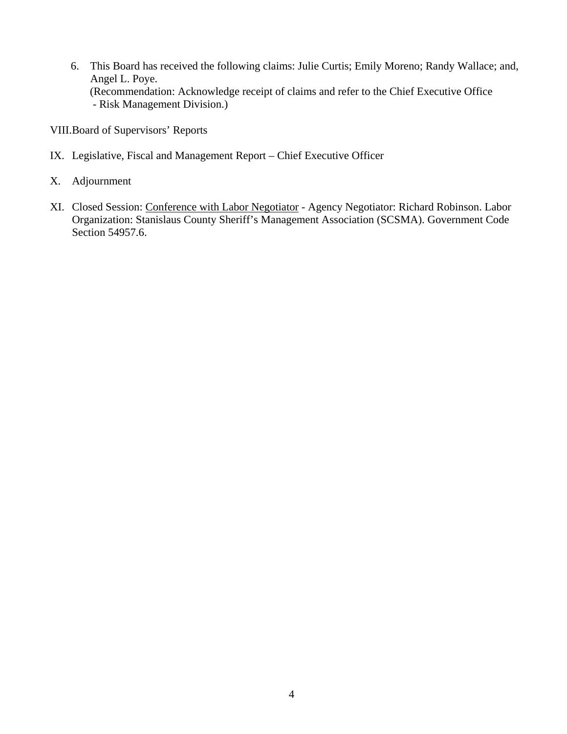6. This Board has received the following claims: Julie Curtis; Emily Moreno; Randy Wallace; and, Angel L. Poye.
   (Recommendation: Acknowledge receipt of claims and refer to the Chief Executive Office - Risk Management Division.)

VIII. Board of Supervisors' Reports

IX. Legislative, Fiscal and Management Report – Chief Executive Officer

X. Adjournment

XI. Closed Session: Conference with Labor Negotiator - Agency Negotiator: Richard Robinson. Labor Organization: Stanislaus County Sheriff's Management Association (SCSMA). Government Code Section 54957.6.